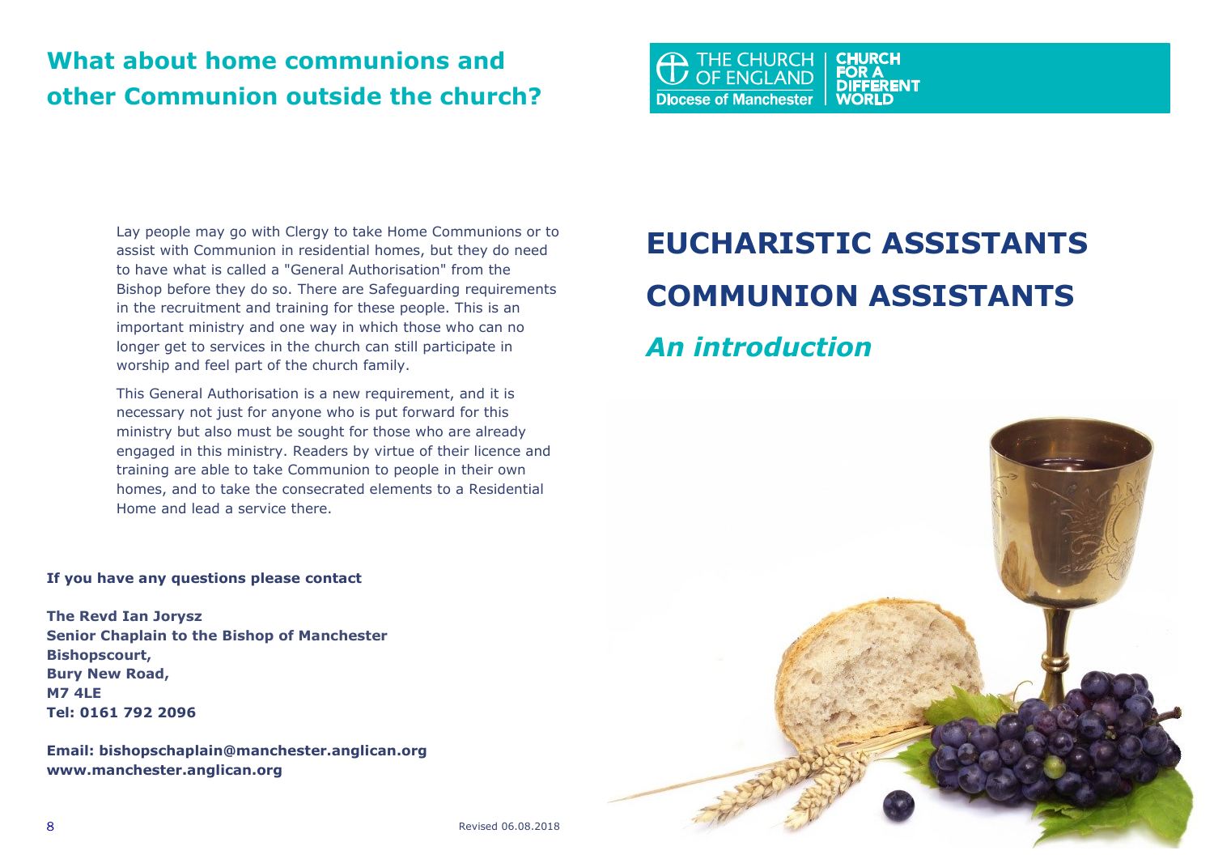## What about home communions and other Communion outside the church?

Lay people may go with Clergy to take Home Communions or to assist with Communion in residential homes, but they do need to have what is called a "General Authorisation" from the Bishop before they do so. There are Safeguarding requirements in the recruitment and training for these people. This is an important ministry and one way in which those who can no longer get to services in the church can still participate in worship and feel part of the church family.

This General Authorisation is a new requirement, and it is necessary not just for anyone who is put forward for this ministry but also must be sought for those who are already engaged in this ministry. Readers by virtue of their licence and training are able to take Communion to people in their own homes, and to take the consecrated elements to a Residential Home and lead a service there.

**If you have any questions please contact**

**The Revd Ian Jorysz**
**Senior Chaplain to the Bishop of Manchester**
**Bishopscourt,**
**Bury New Road,**
**M7 4LE**
**Tel: 0161 792 2096**

**Email: bishopschaplain@manchester.anglican.org**
**www.manchester.anglican.org**

Revised 06.08.2018

THE CHURCH OF ENGLAND
Diocese of Manchester
CHURCH FOR A DIFFERENT WORLD

# EUCHARISTIC ASSISTANTS

# COMMUNION ASSISTANTS

## *An introduction*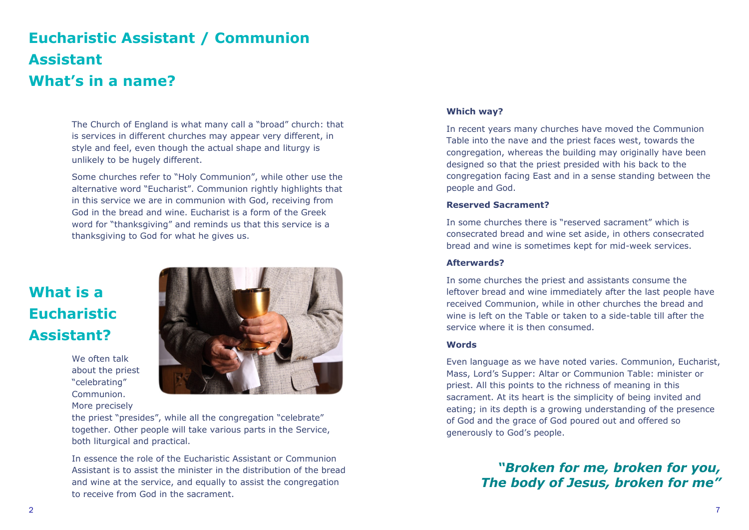# Eucharistic Assistant / Communion Assistant What's in a name?

The Church of England is what many call a "broad" church: that is services in different churches may appear very different, in style and feel, even though the actual shape and liturgy is unlikely to be hugely different.

Some churches refer to "Holy Communion", while other use the alternative word "Eucharist". Communion rightly highlights that in this service we are in communion with God, receiving from God in the bread and wine. Eucharist is a form of the Greek word for "thanksgiving" and reminds us that this service is a thanksgiving to God for what he gives us.

# What is a Eucharistic Assistant?

We often talk about the priest "celebrating" Communion. More precisely the priest "presides", while all the congregation "celebrate" together. Other people will take various parts in the Service, both liturgical and practical.

In essence the role of the Eucharistic Assistant or Communion Assistant is to assist the minister in the distribution of the bread and wine at the service, and equally to assist the congregation to receive from God in the sacrament.

**Which way?**

In recent years many churches have moved the Communion Table into the nave and the priest faces west, towards the congregation, whereas the building may originally have been designed so that the priest presided with his back to the congregation facing East and in a sense standing between the people and God.

**Reserved Sacrament?**

In some churches there is "reserved sacrament" which is consecrated bread and wine set aside, in others consecrated bread and wine is sometimes kept for mid-week services.

**Afterwards?**

In some churches the priest and assistants consume the leftover bread and wine immediately after the last people have received Communion, while in other churches the bread and wine is left on the Table or taken to a side-table till after the service where it is then consumed.

**Words**

Even language as we have noted varies. Communion, Eucharist, Mass, Lord's Supper: Altar or Communion Table: minister or priest. All this points to the richness of meaning in this sacrament. At its heart is the simplicity of being invited and eating; in its depth is a growing understanding of the presence of God and the grace of God poured out and offered so generously to God's people.

***"Broken for me, broken for you, The body of Jesus, broken for me"***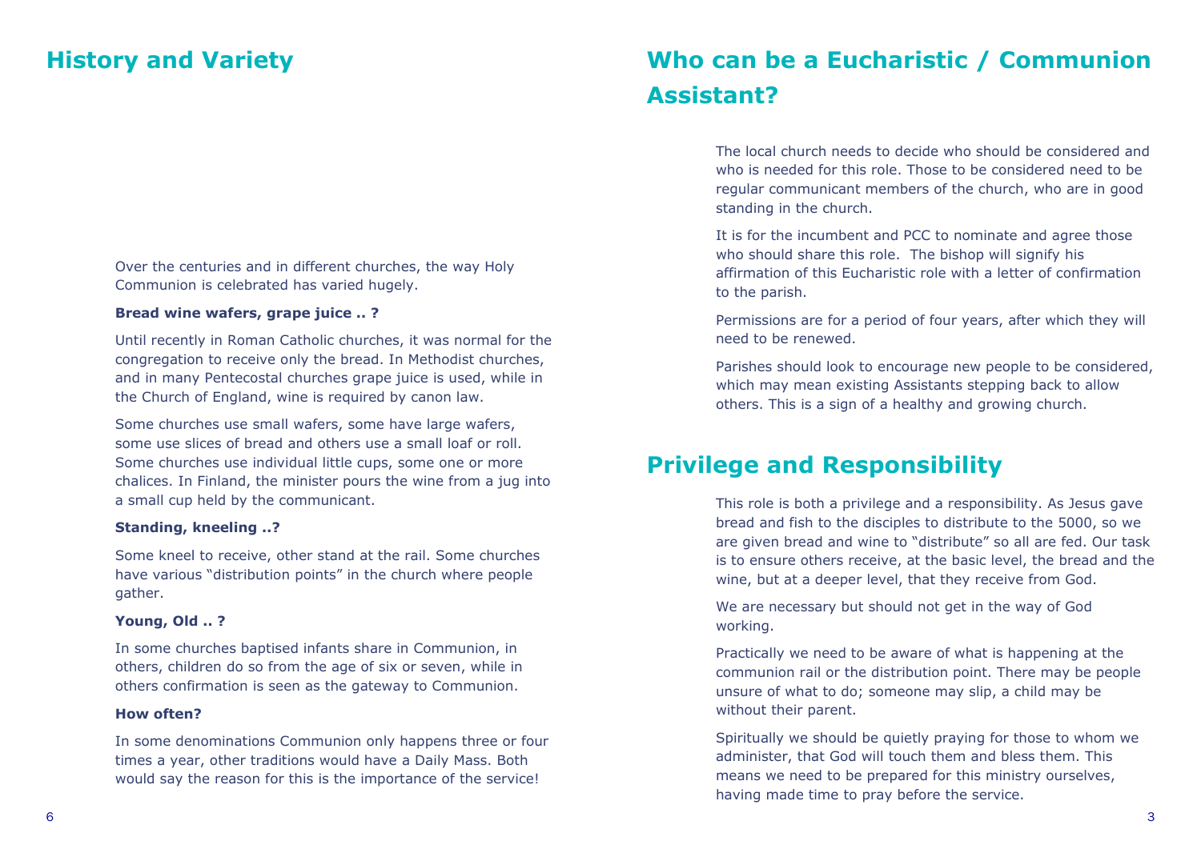## History and Variety

Over the centuries and in different churches, the way Holy Communion is celebrated has varied hugely.

**Bread wine wafers, grape juice .. ?**

Until recently in Roman Catholic churches, it was normal for the congregation to receive only the bread. In Methodist churches, and in many Pentecostal churches grape juice is used, while in the Church of England, wine is required by canon law.

Some churches use small wafers, some have large wafers, some use slices of bread and others use a small loaf or roll. Some churches use individual little cups, some one or more chalices. In Finland, the minister pours the wine from a jug into a small cup held by the communicant.

**Standing, kneeling ..?**

Some kneel to receive, other stand at the rail. Some churches have various "distribution points" in the church where people gather.

**Young, Old .. ?**

In some churches baptised infants share in Communion, in others, children do so from the age of six or seven, while in others confirmation is seen as the gateway to Communion.

**How often?**

In some denominations Communion only happens three or four times a year, other traditions would have a Daily Mass. Both would say the reason for this is the importance of the service!

## Who can be a Eucharistic / Communion Assistant?

The local church needs to decide who should be considered and who is needed for this role. Those to be considered need to be regular communicant members of the church, who are in good standing in the church.

It is for the incumbent and PCC to nominate and agree those who should share this role. The bishop will signify his affirmation of this Eucharistic role with a letter of confirmation to the parish.

Permissions are for a period of four years, after which they will need to be renewed.

Parishes should look to encourage new people to be considered, which may mean existing Assistants stepping back to allow others. This is a sign of a healthy and growing church.

## Privilege and Responsibility

This role is both a privilege and a responsibility. As Jesus gave bread and fish to the disciples to distribute to the 5000, so we are given bread and wine to "distribute" so all are fed. Our task is to ensure others receive, at the basic level, the bread and the wine, but at a deeper level, that they receive from God.

We are necessary but should not get in the way of God working.

Practically we need to be aware of what is happening at the communion rail or the distribution point. There may be people unsure of what to do; someone may slip, a child may be without their parent.

Spiritually we should be quietly praying for those to whom we administer, that God will touch them and bless them. This means we need to be prepared for this ministry ourselves, having made time to pray before the service.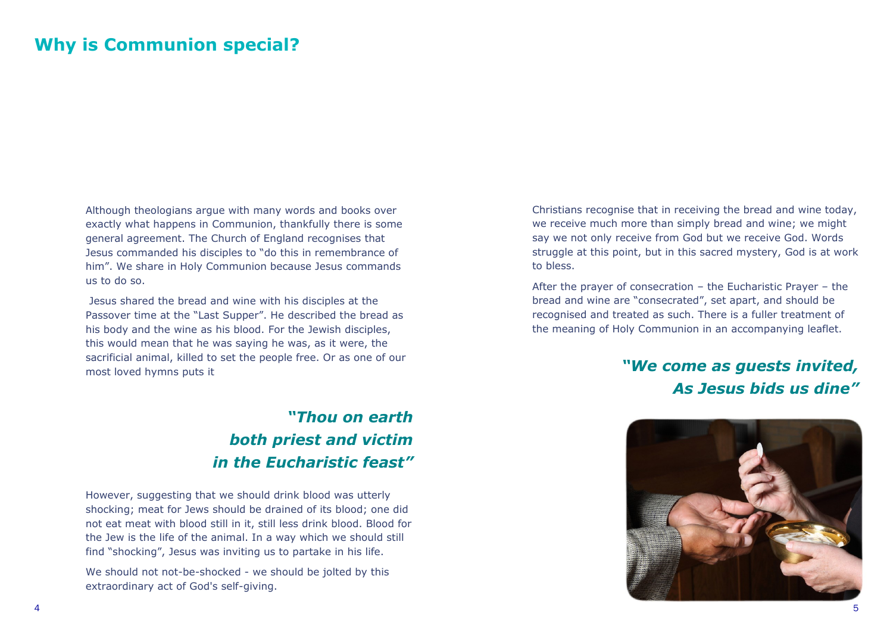## Why is Communion special?

Although theologians argue with many words and books over exactly what happens in Communion, thankfully there is some general agreement. The Church of England recognises that Jesus commanded his disciples to "do this in remembrance of him". We share in Holy Communion because Jesus commands us to do so.

Jesus shared the bread and wine with his disciples at the Passover time at the "Last Supper". He described the bread as his body and the wine as his blood. For the Jewish disciples, this would mean that he was saying he was, as it were, the sacrificial animal, killed to set the people free. Or as one of our most loved hymns puts it

***"Thou on earth both priest and victim in the Eucharistic feast"***

However, suggesting that we should drink blood was utterly shocking; meat for Jews should be drained of its blood; one did not eat meat with blood still in it, still less drink blood. Blood for the Jew is the life of the animal. In a way which we should still find "shocking", Jesus was inviting us to partake in his life.

We should not not-be-shocked - we should be jolted by this extraordinary act of God's self-giving.

Christians recognise that in receiving the bread and wine today, we receive much more than simply bread and wine; we might say we not only receive from God but we receive God. Words struggle at this point, but in this sacred mystery, God is at work to bless.

After the prayer of consecration – the Eucharistic Prayer – the bread and wine are "consecrated", set apart, and should be recognised and treated as such. There is a fuller treatment of the meaning of Holy Communion in an accompanying leaflet.

***"We come as guests invited, As Jesus bids us dine"***